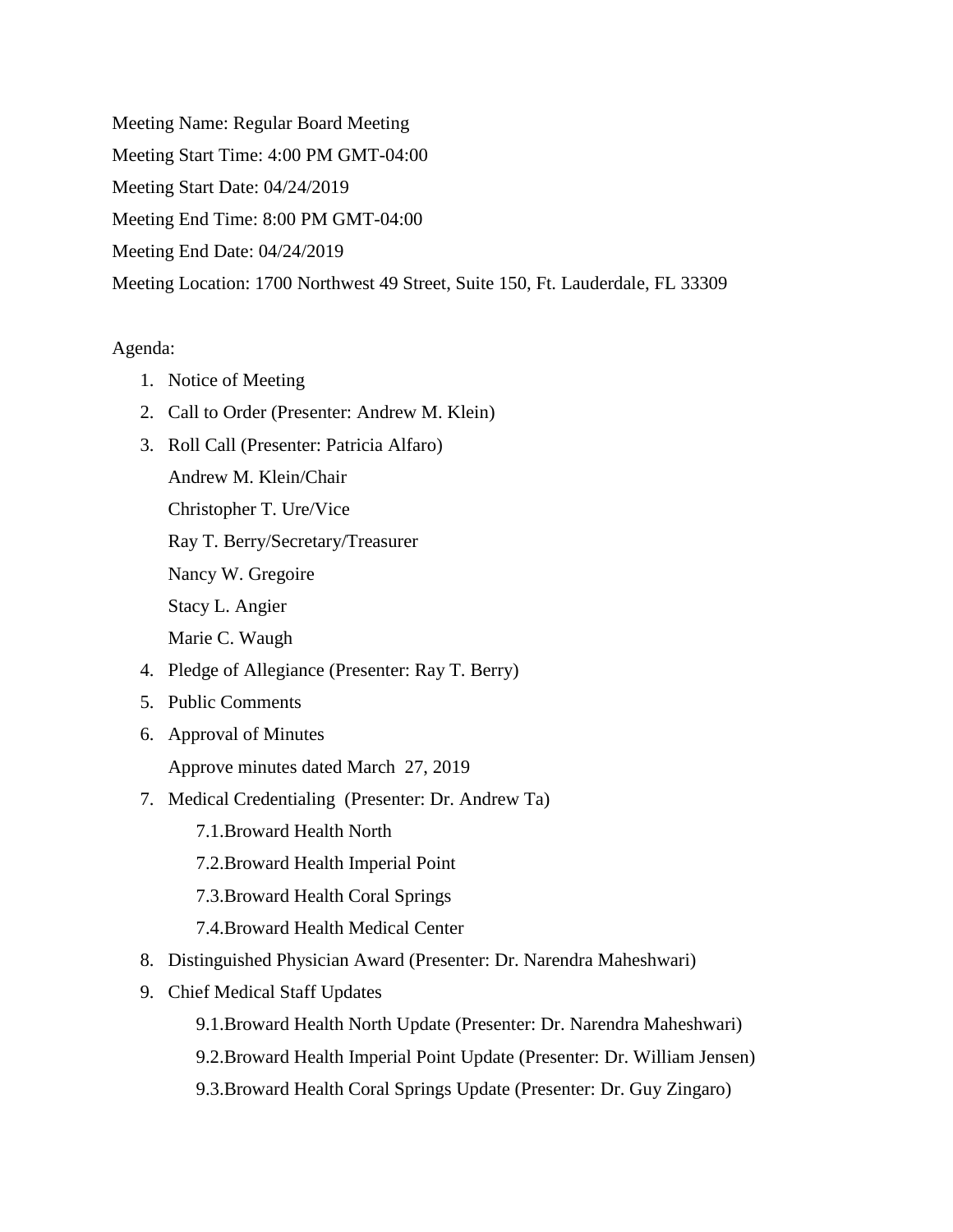Meeting Name: Regular Board Meeting

Meeting Start Time: 4:00 PM GMT-04:00

Meeting Start Date: 04/24/2019

Meeting End Time: 8:00 PM GMT-04:00

Meeting End Date: 04/24/2019

Meeting Location: 1700 Northwest 49 Street, Suite 150, Ft. Lauderdale, FL 33309

Agenda:

1. Notice of Meeting
2. Call to Order (Presenter: Andrew M. Klein)
3. Roll Call (Presenter: Patricia Alfaro)

   Andrew M. Klein/Chair

   Christopher T. Ure/Vice

   Ray T. Berry/Secretary/Treasurer

   Nancy W. Gregoire

   Stacy L. Angier

   Marie C. Waugh
4. Pledge of Allegiance (Presenter: Ray T. Berry)
5. Public Comments
6. Approval of Minutes

   Approve minutes dated March 27, 2019
7. Medical Credentialing (Presenter: Dr. Andrew Ta)
   - 7.1. Broward Health North
   - 7.2. Broward Health Imperial Point
   - 7.3. Broward Health Coral Springs
   - 7.4. Broward Health Medical Center
8. Distinguished Physician Award (Presenter: Dr. Narendra Maheshwari)
9. Chief Medical Staff Updates
   - 9.1. Broward Health North Update (Presenter: Dr. Narendra Maheshwari)
   - 9.2. Broward Health Imperial Point Update (Presenter: Dr. William Jensen)
   - 9.3. Broward Health Coral Springs Update (Presenter: Dr. Guy Zingaro)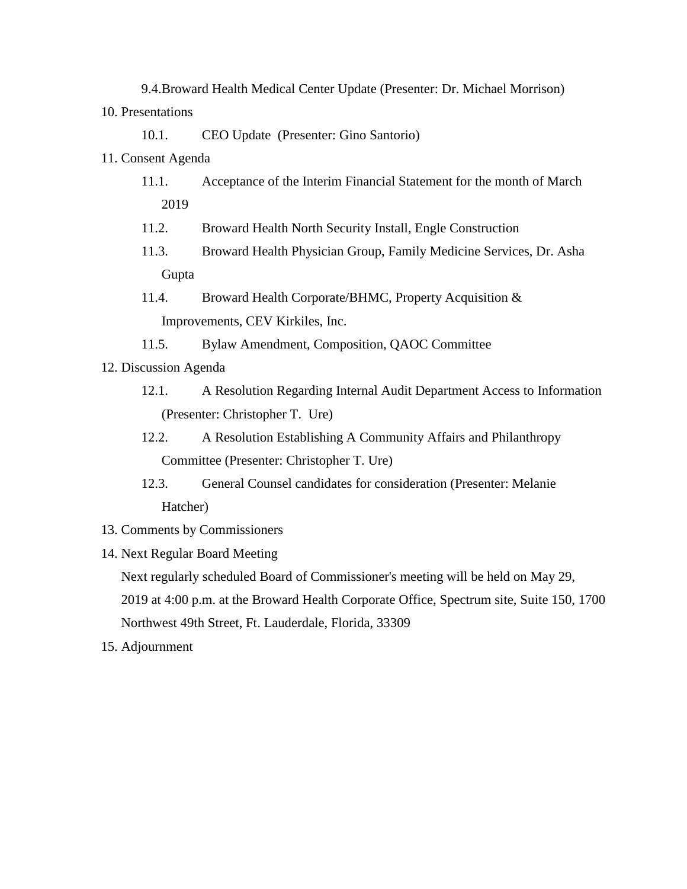9.4. Broward Health Medical Center Update (Presenter: Dr. Michael Morrison)

10. Presentations
    - 10.1. CEO Update (Presenter: Gino Santorio)
11. Consent Agenda
    - 11.1. Acceptance of the Interim Financial Statement for the month of March 2019
    - 11.2. Broward Health North Security Install, Engle Construction
    - 11.3. Broward Health Physician Group, Family Medicine Services, Dr. Asha Gupta
    - 11.4. Broward Health Corporate/BHMC, Property Acquisition & Improvements, CEV Kirkiles, Inc.
    - 11.5. Bylaw Amendment, Composition, QAOC Committee
12. Discussion Agenda
    - 12.1. A Resolution Regarding Internal Audit Department Access to Information (Presenter: Christopher T. Ure)
    - 12.2. A Resolution Establishing A Community Affairs and Philanthropy Committee (Presenter: Christopher T. Ure)
    - 12.3. General Counsel candidates for consideration (Presenter: Melanie Hatcher)
13. Comments by Commissioners
14. Next Regular Board Meeting

    Next regularly scheduled Board of Commissioner's meeting will be held on May 29, 2019 at 4:00 p.m. at the Broward Health Corporate Office, Spectrum site, Suite 150, 1700 Northwest 49th Street, Ft. Lauderdale, Florida, 33309
15. Adjournment